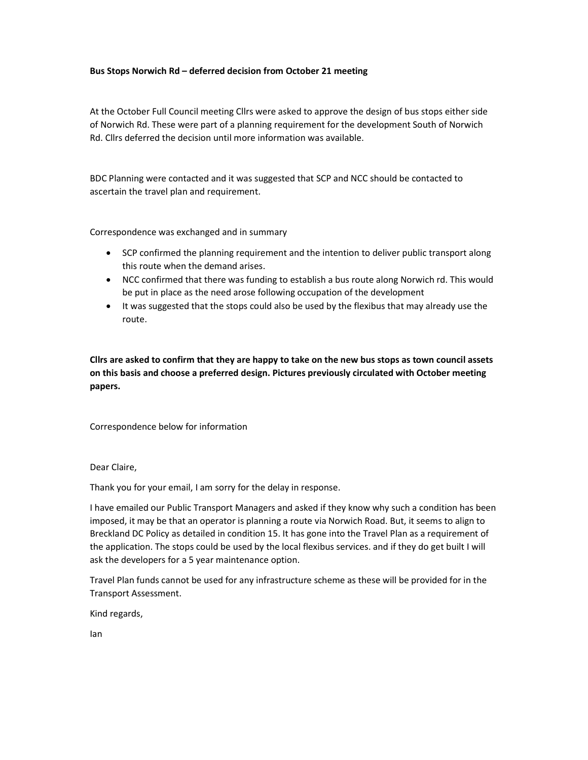**Bus Stops Norwich Rd – deferred decision from October 21 meeting**

At the October Full Council meeting Cllrs were asked to approve the design of bus stops either side of Norwich Rd. These were part of a planning requirement for the development South of Norwich Rd. Cllrs deferred the decision until more information was available.

BDC Planning were contacted and it was suggested that SCP and NCC should be contacted to ascertain the travel plan and requirement.

Correspondence was exchanged and in summary

- SCP confirmed the planning requirement and the intention to deliver public transport along this route when the demand arises.
- NCC confirmed that there was funding to establish a bus route along Norwich rd. This would be put in place as the need arose following occupation of the development
- It was suggested that the stops could also be used by the flexibus that may already use the route.

**Cllrs are asked to confirm that they are happy to take on the new bus stops as town council assets on this basis and choose a preferred design. Pictures previously circulated with October meeting papers.**

Correspondence below for information

Dear Claire,

Thank you for your email, I am sorry for the delay in response.

I have emailed our Public Transport Managers and asked if they know why such a condition has been imposed, it may be that an operator is planning a route via Norwich Road. But, it seems to align to Breckland DC Policy as detailed in condition 15. It has gone into the Travel Plan as a requirement of the application. The stops could be used by the local flexibus services. and if they do get built I will ask the developers for a 5 year maintenance option.

Travel Plan funds cannot be used for any infrastructure scheme as these will be provided for in the Transport Assessment.

Kind regards,

Ian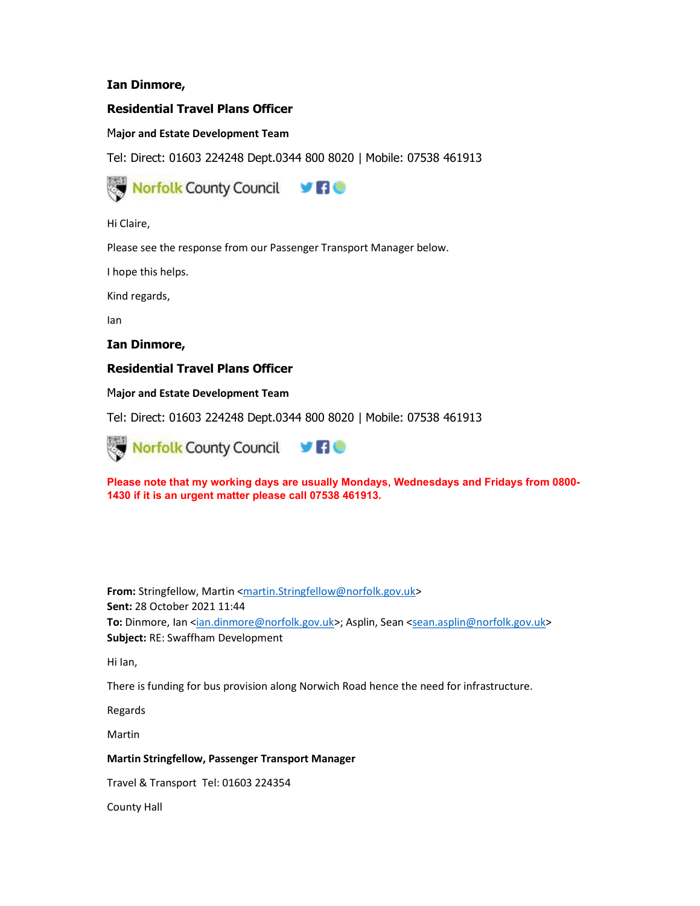**Ian Dinmore,**

**Residential Travel Plans Officer**

**Major and Estate Development Team**

Tel: Direct: 01603 224248 Dept.0344 800 8020 | Mobile: 07538 461913

Norfolk County Council

Hi Claire,

Please see the response from our Passenger Transport Manager below.

I hope this helps.

Kind regards,

Ian

**Ian Dinmore,**

**Residential Travel Plans Officer**

**Major and Estate Development Team**

Tel: Direct: 01603 224248 Dept.0344 800 8020 | Mobile: 07538 461913

Norfolk County Council

**Please note that my working days are usually Mondays, Wednesdays and Fridays from 0800-1430 if it is an urgent matter please call 07538 461913.**

**From:** Stringfellow, Martin <martin.Stringfellow@norfolk.gov.uk>
**Sent:** 28 October 2021 11:44
**To:** Dinmore, Ian <ian.dinmore@norfolk.gov.uk>; Asplin, Sean <sean.asplin@norfolk.gov.uk>
**Subject:** RE: Swaffham Development

Hi Ian,

There is funding for bus provision along Norwich Road hence the need for infrastructure.

Regards

Martin

**Martin Stringfellow, Passenger Transport Manager**

Travel & Transport Tel: 01603 224354

County Hall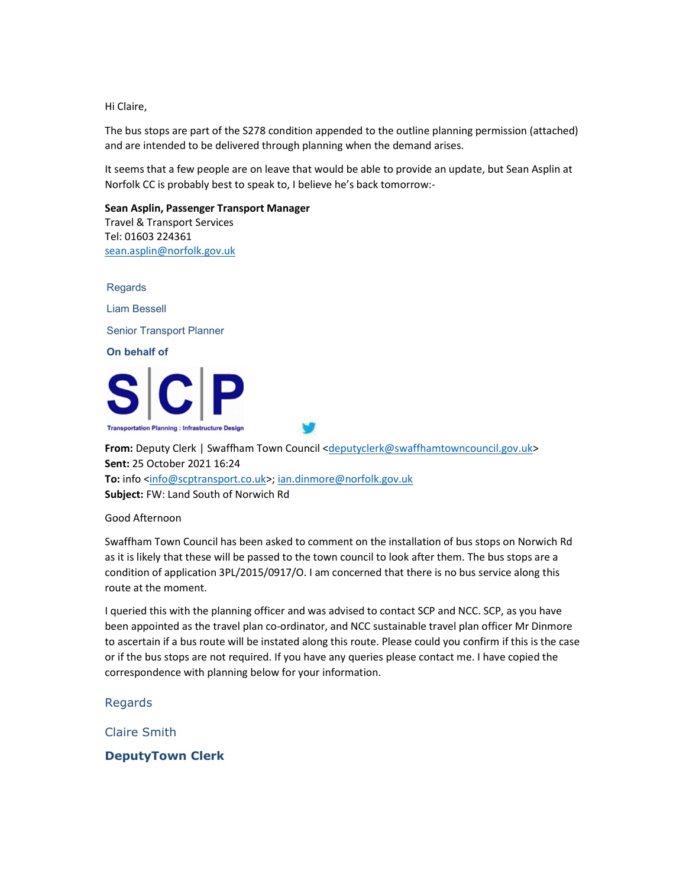Hi Claire,

The bus stops are part of the S278 condition appended to the outline planning permission (attached) and are intended to be delivered through planning when the demand arises.

It seems that a few people are on leave that would be able to provide an update, but Sean Asplin at Norfolk CC is probably best to speak to, I believe he's back tomorrow:-

**Sean Asplin, Passenger Transport Manager**
Travel & Transport Services
Tel: 01603 224361
sean.asplin@norfolk.gov.uk

Regards

Liam Bessell

Senior Transport Planner

**On behalf of**

S|C|P
Transportation Planning : Infrastructure Design

**From:** Deputy Clerk | Swaffham Town Council <deputyclerk@swaffhamtowncouncil.gov.uk>
**Sent:** 25 October 2021 16:24
**To:** info <info@scptransport.co.uk>; ian.dinmore@norfolk.gov.uk
**Subject:** FW: Land South of Norwich Rd

Good Afternoon

Swaffham Town Council has been asked to comment on the installation of bus stops on Norwich Rd as it is likely that these will be passed to the town council to look after them. The bus stops are a condition of application 3PL/2015/0917/O. I am concerned that there is no bus service along this route at the moment.

I queried this with the planning officer and was advised to contact SCP and NCC. SCP, as you have been appointed as the travel plan co-ordinator, and NCC sustainable travel plan officer Mr Dinmore to ascertain if a bus route will be instated along this route. Please could you confirm if this is the case or if the bus stops are not required. If you have any queries please contact me. I have copied the correspondence with planning below for your information.

Regards

Claire Smith

**DeputyTown Clerk**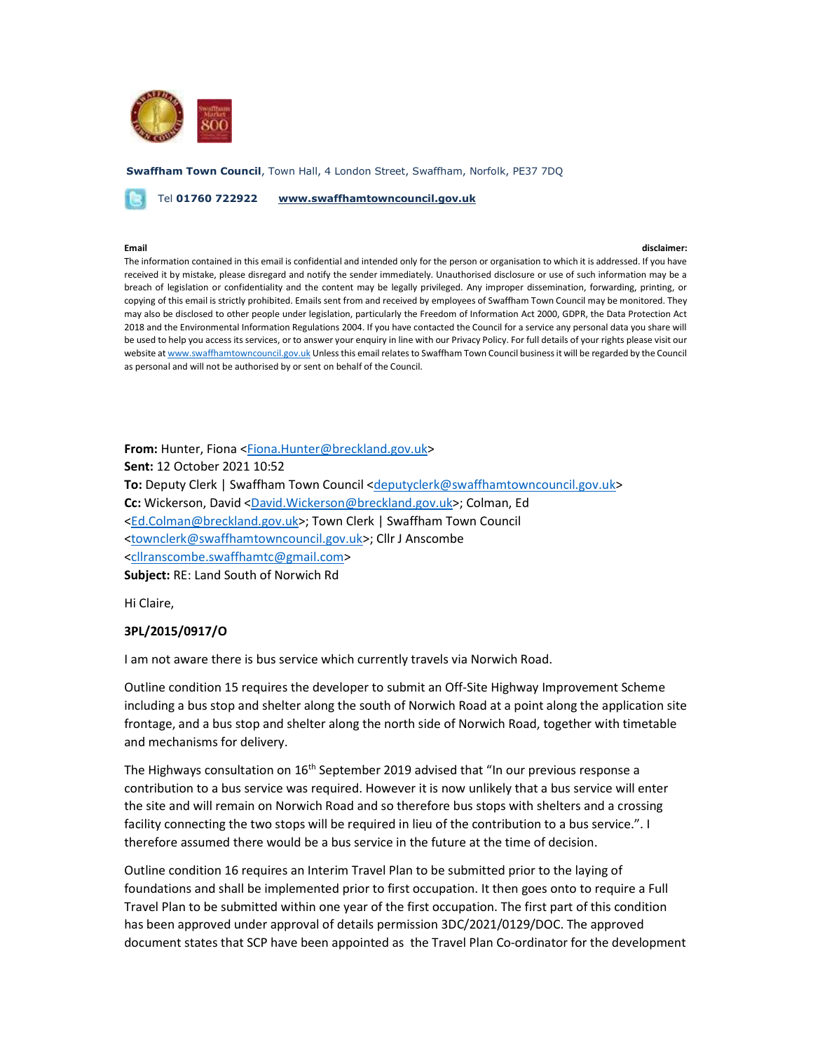**Swaffham Town Council**, Town Hall, 4 London Street, Swaffham, Norfolk, PE37 7DQ

Tel **01760 722922** **www.swaffhamtowncouncil.gov.uk**

**Email disclaimer:**
The information contained in this email is confidential and intended only for the person or organisation to which it is addressed. If you have received it by mistake, please disregard and notify the sender immediately. Unauthorised disclosure or use of such information may be a breach of legislation or confidentiality and the content may be legally privileged. Any improper dissemination, forwarding, printing, or copying of this email is strictly prohibited. Emails sent from and received by employees of Swaffham Town Council may be monitored. They may also be disclosed to other people under legislation, particularly the Freedom of Information Act 2000, GDPR, the Data Protection Act 2018 and the Environmental Information Regulations 2004. If you have contacted the Council for a service any personal data you share will be used to help you access its services, or to answer your enquiry in line with our Privacy Policy. For full details of your rights please visit our website at www.swaffhamtowncouncil.gov.uk Unless this email relates to Swaffham Town Council business it will be regarded by the Council as personal and will not be authorised by or sent on behalf of the Council.

**From:** Hunter, Fiona <Fiona.Hunter@breckland.gov.uk>
**Sent:** 12 October 2021 10:52
**To:** Deputy Clerk | Swaffham Town Council <deputyclerk@swaffhamtowncouncil.gov.uk>
**Cc:** Wickerson, David <David.Wickerson@breckland.gov.uk>; Colman, Ed <Ed.Colman@breckland.gov.uk>; Town Clerk | Swaffham Town Council <townclerk@swaffhamtowncouncil.gov.uk>; Cllr J Anscombe <cllranscombe.swaffhamtc@gmail.com>
**Subject:** RE: Land South of Norwich Rd

Hi Claire,

**3PL/2015/0917/O**

I am not aware there is bus service which currently travels via Norwich Road.

Outline condition 15 requires the developer to submit an Off-Site Highway Improvement Scheme including a bus stop and shelter along the south of Norwich Road at a point along the application site frontage, and a bus stop and shelter along the north side of Norwich Road, together with timetable and mechanisms for delivery.

The Highways consultation on 16th September 2019 advised that "In our previous response a contribution to a bus service was required. However it is now unlikely that a bus service will enter the site and will remain on Norwich Road and so therefore bus stops with shelters and a crossing facility connecting the two stops will be required in lieu of the contribution to a bus service.". I therefore assumed there would be a bus service in the future at the time of decision.

Outline condition 16 requires an Interim Travel Plan to be submitted prior to the laying of foundations and shall be implemented prior to first occupation. It then goes onto to require a Full Travel Plan to be submitted within one year of the first occupation. The first part of this condition has been approved under approval of details permission 3DC/2021/0129/DOC. The approved document states that SCP have been appointed as the Travel Plan Co-ordinator for the development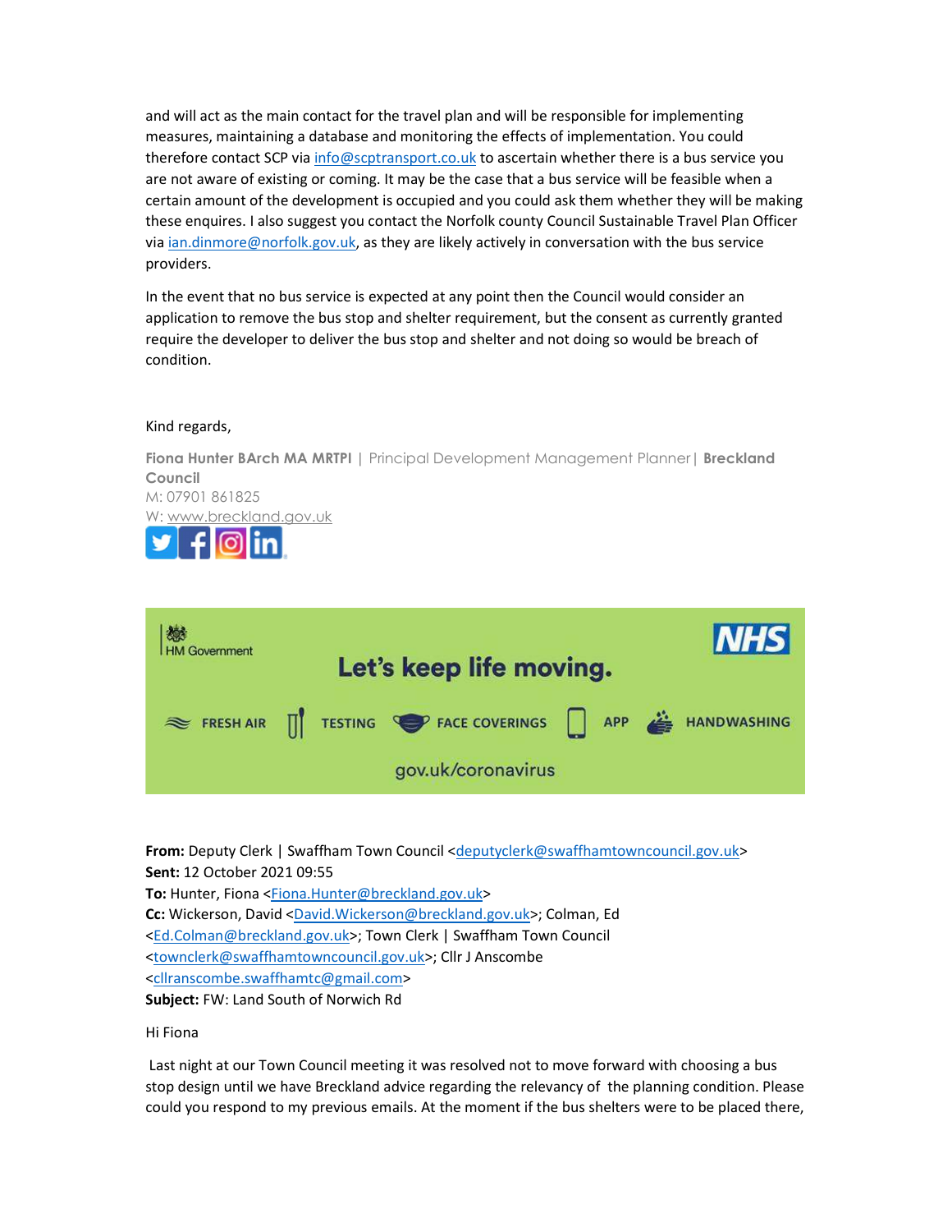and will act as the main contact for the travel plan and will be responsible for implementing measures, maintaining a database and monitoring the effects of implementation. You could therefore contact SCP via info@scptransport.co.uk to ascertain whether there is a bus service you are not aware of existing or coming. It may be the case that a bus service will be feasible when a certain amount of the development is occupied and you could ask them whether they will be making these enquires. I also suggest you contact the Norfolk county Council Sustainable Travel Plan Officer via ian.dinmore@norfolk.gov.uk, as they are likely actively in conversation with the bus service providers.

In the event that no bus service is expected at any point then the Council would consider an application to remove the bus stop and shelter requirement, but the consent as currently granted require the developer to deliver the bus stop and shelter and not doing so would be breach of condition.

Kind regards,

**Fiona Hunter BArch MA MRTPI** | Principal Development Management Planner| **Breckland Council**
M: 07901 861825
W: www.breckland.gov.uk

HM Government

Let's keep life moving.

FRESH AIR TESTING FACE COVERINGS APP HANDWASHING

gov.uk/coronavirus

**From:** Deputy Clerk | Swaffham Town Council <deputyclerk@swaffhamtowncouncil.gov.uk>
**Sent:** 12 October 2021 09:55
**To:** Hunter, Fiona <Fiona.Hunter@breckland.gov.uk>
**Cc:** Wickerson, David <David.Wickerson@breckland.gov.uk>; Colman, Ed <Ed.Colman@breckland.gov.uk>; Town Clerk | Swaffham Town Council <townclerk@swaffhamtowncouncil.gov.uk>; Cllr J Anscombe <cllranscombe.swaffhamtc@gmail.com>
**Subject:** FW: Land South of Norwich Rd

Hi Fiona

Last night at our Town Council meeting it was resolved not to move forward with choosing a bus stop design until we have Breckland advice regarding the relevancy of the planning condition. Please could you respond to my previous emails. At the moment if the bus shelters were to be placed there,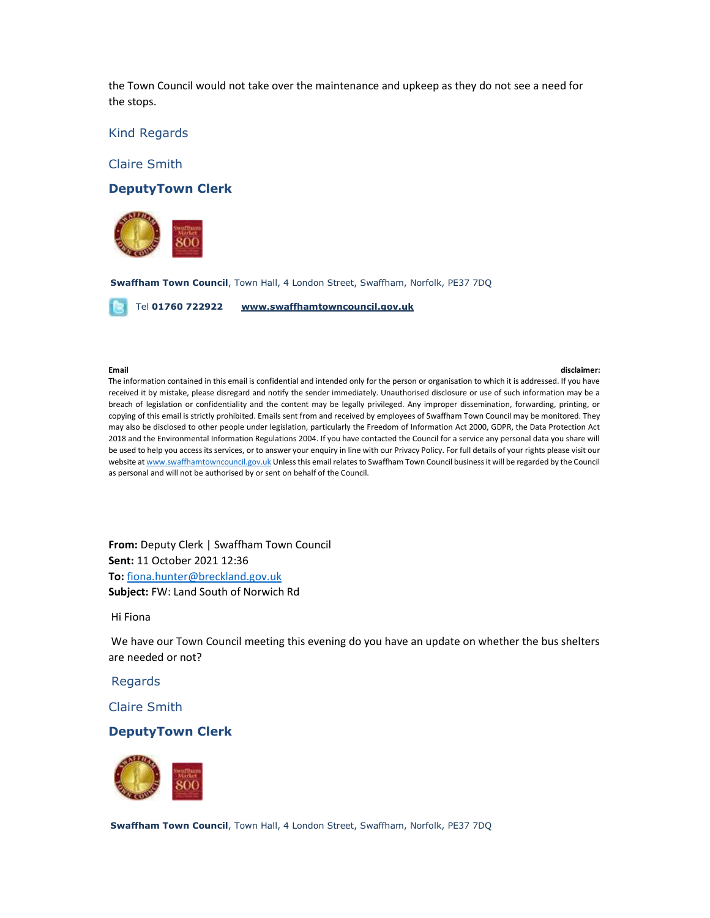the Town Council would not take over the maintenance and upkeep as they do not see a need for the stops.

Kind Regards

Claire Smith

**DeputyTown Clerk**

**Swaffham Town Council**, Town Hall, 4 London Street, Swaffham, Norfolk, PE37 7DQ

Tel **01760 722922** **www.swaffhamtowncouncil.gov.uk**

**Email disclaimer:**
The information contained in this email is confidential and intended only for the person or organisation to which it is addressed. If you have received it by mistake, please disregard and notify the sender immediately. Unauthorised disclosure or use of such information may be a breach of legislation or confidentiality and the content may be legally privileged. Any improper dissemination, forwarding, printing, or copying of this email is strictly prohibited. Emails sent from and received by employees of Swaffham Town Council may be monitored. They may also be disclosed to other people under legislation, particularly the Freedom of Information Act 2000, GDPR, the Data Protection Act 2018 and the Environmental Information Regulations 2004. If you have contacted the Council for a service any personal data you share will be used to help you access its services, or to answer your enquiry in line with our Privacy Policy. For full details of your rights please visit our website at www.swaffhamtowncouncil.gov.uk Unless this email relates to Swaffham Town Council business it will be regarded by the Council as personal and will not be authorised by or sent on behalf of the Council.

**From:** Deputy Clerk | Swaffham Town Council
**Sent:** 11 October 2021 12:36
**To:** fiona.hunter@breckland.gov.uk
**Subject:** FW: Land South of Norwich Rd

Hi Fiona

We have our Town Council meeting this evening do you have an update on whether the bus shelters are needed or not?

Regards

Claire Smith

**DeputyTown Clerk**

**Swaffham Town Council**, Town Hall, 4 London Street, Swaffham, Norfolk, PE37 7DQ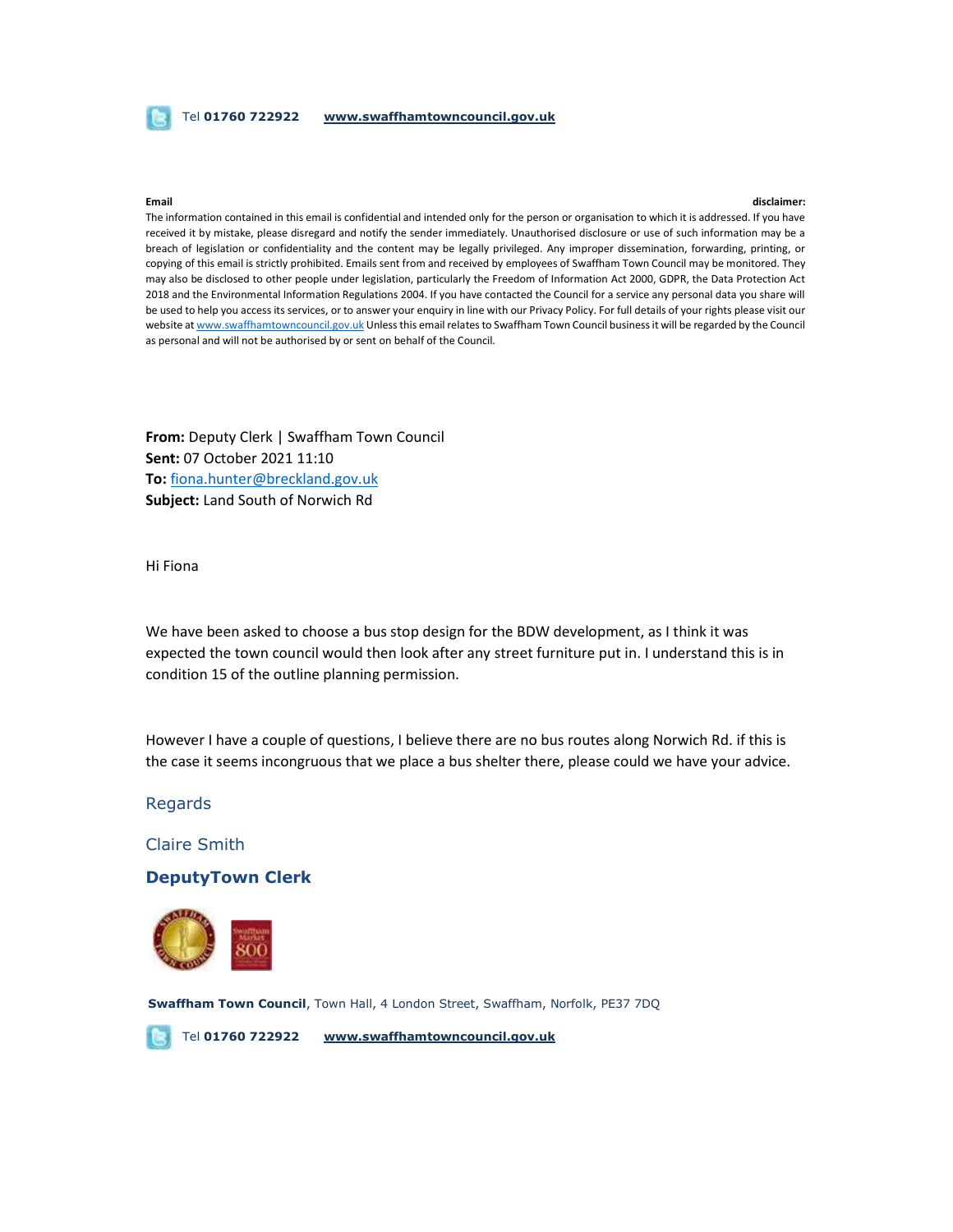Tel **01760 722922** **www.swaffhamtowncouncil.gov.uk**

**Email disclaimer:**
The information contained in this email is confidential and intended only for the person or organisation to which it is addressed. If you have received it by mistake, please disregard and notify the sender immediately. Unauthorised disclosure or use of such information may be a breach of legislation or confidentiality and the content may be legally privileged. Any improper dissemination, forwarding, printing, or copying of this email is strictly prohibited. Emails sent from and received by employees of Swaffham Town Council may be monitored. They may also be disclosed to other people under legislation, particularly the Freedom of Information Act 2000, GDPR, the Data Protection Act 2018 and the Environmental Information Regulations 2004. If you have contacted the Council for a service any personal data you share will be used to help you access its services, or to answer your enquiry in line with our Privacy Policy. For full details of your rights please visit our website at www.swaffhamtowncouncil.gov.uk Unless this email relates to Swaffham Town Council business it will be regarded by the Council as personal and will not be authorised by or sent on behalf of the Council.

**From:** Deputy Clerk | Swaffham Town Council
**Sent:** 07 October 2021 11:10
**To:** fiona.hunter@breckland.gov.uk
**Subject:** Land South of Norwich Rd

Hi Fiona

We have been asked to choose a bus stop design for the BDW development, as I think it was expected the town council would then look after any street furniture put in. I understand this is in condition 15 of the outline planning permission.

However I have a couple of questions, I believe there are no bus routes along Norwich Rd. if this is the case it seems incongruous that we place a bus shelter there, please could we have your advice.

Regards

Claire Smith

**DeputyTown Clerk**

**Swaffham Town Council**, Town Hall, 4 London Street, Swaffham, Norfolk, PE37 7DQ

Tel **01760 722922** **www.swaffhamtowncouncil.gov.uk**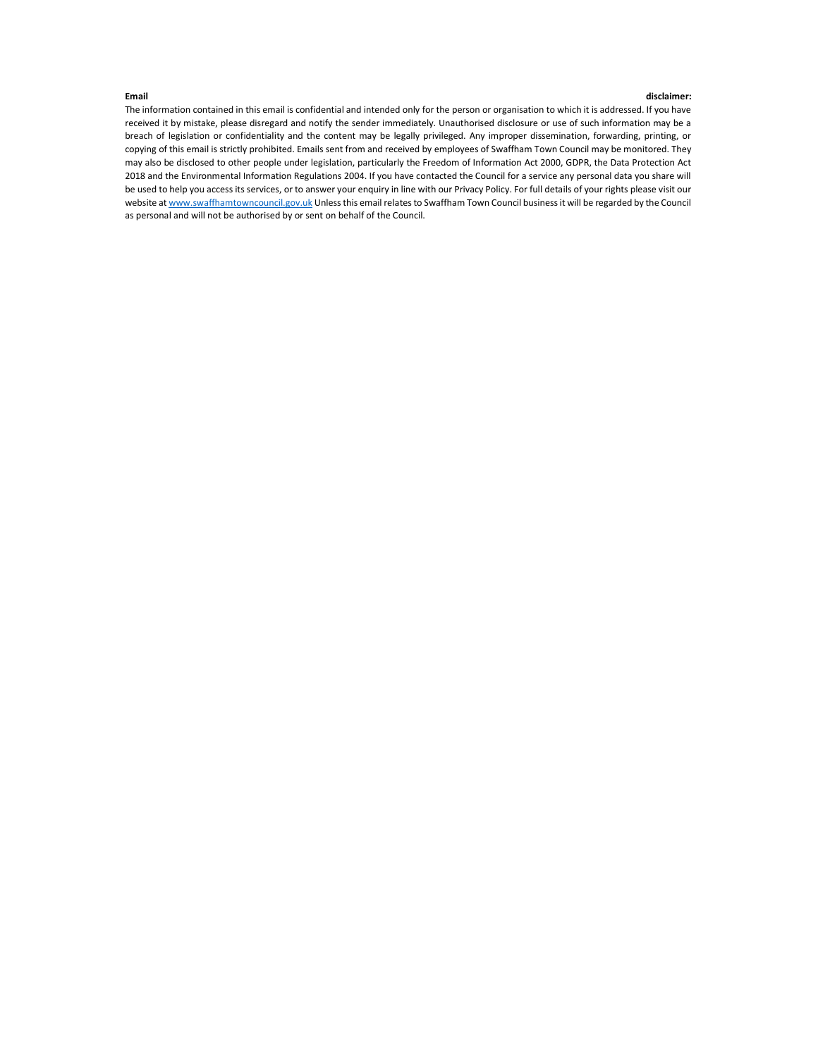**Email disclaimer:**

The information contained in this email is confidential and intended only for the person or organisation to which it is addressed. If you have received it by mistake, please disregard and notify the sender immediately. Unauthorised disclosure or use of such information may be a breach of legislation or confidentiality and the content may be legally privileged. Any improper dissemination, forwarding, printing, or copying of this email is strictly prohibited. Emails sent from and received by employees of Swaffham Town Council may be monitored. They may also be disclosed to other people under legislation, particularly the Freedom of Information Act 2000, GDPR, the Data Protection Act 2018 and the Environmental Information Regulations 2004. If you have contacted the Council for a service any personal data you share will be used to help you access its services, or to answer your enquiry in line with our Privacy Policy. For full details of your rights please visit our website at www.swaffhamtowncouncil.gov.uk Unless this email relates to Swaffham Town Council business it will be regarded by the Council as personal and will not be authorised by or sent on behalf of the Council.